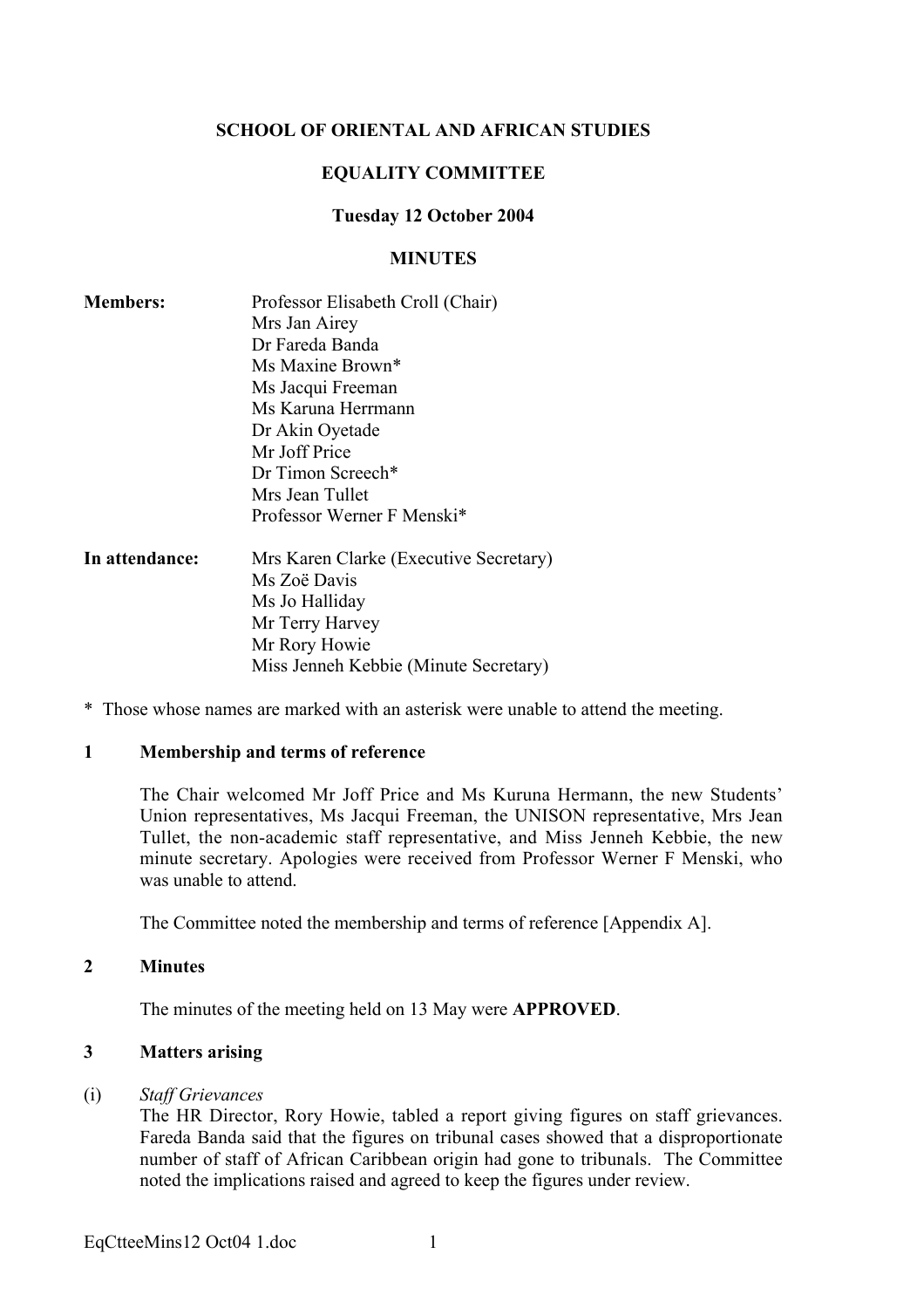**SCHOOL OF ORIENTAL AND AFRICAN STUDIES**

**EQUALITY COMMITTEE**

**Tuesday 12 October 2004**

**MINUTES**

**Members:**
Professor Elisabeth Croll (Chair)
Mrs Jan Airey
Dr Fareda Banda
Ms Maxine Brown*
Ms Jacqui Freeman
Ms Karuna Herrmann
Dr Akin Oyetade
Mr Joff Price
Dr Timon Screech*
Mrs Jean Tullet
Professor Werner F Menski*

**In attendance:**
Mrs Karen Clarke (Executive Secretary)
Ms Zoë Davis
Ms Jo Halliday
Mr Terry Harvey
Mr Rory Howie
Miss Jenneh Kebbie (Minute Secretary)

\* Those whose names are marked with an asterisk were unable to attend the meeting.

## 1 Membership and terms of reference

The Chair welcomed Mr Joff Price and Ms Kuruna Hermann, the new Students' Union representatives, Ms Jacqui Freeman, the UNISON representative, Mrs Jean Tullet, the non-academic staff representative, and Miss Jenneh Kebbie, the new minute secretary. Apologies were received from Professor Werner F Menski, who was unable to attend.

The Committee noted the membership and terms of reference [Appendix A].

## 2 Minutes

The minutes of the meeting held on 13 May were **APPROVED**.

## 3 Matters arising

(i) *Staff Grievances*

The HR Director, Rory Howie, tabled a report giving figures on staff grievances. Fareda Banda said that the figures on tribunal cases showed that a disproportionate number of staff of African Caribbean origin had gone to tribunals. The Committee noted the implications raised and agreed to keep the figures under review.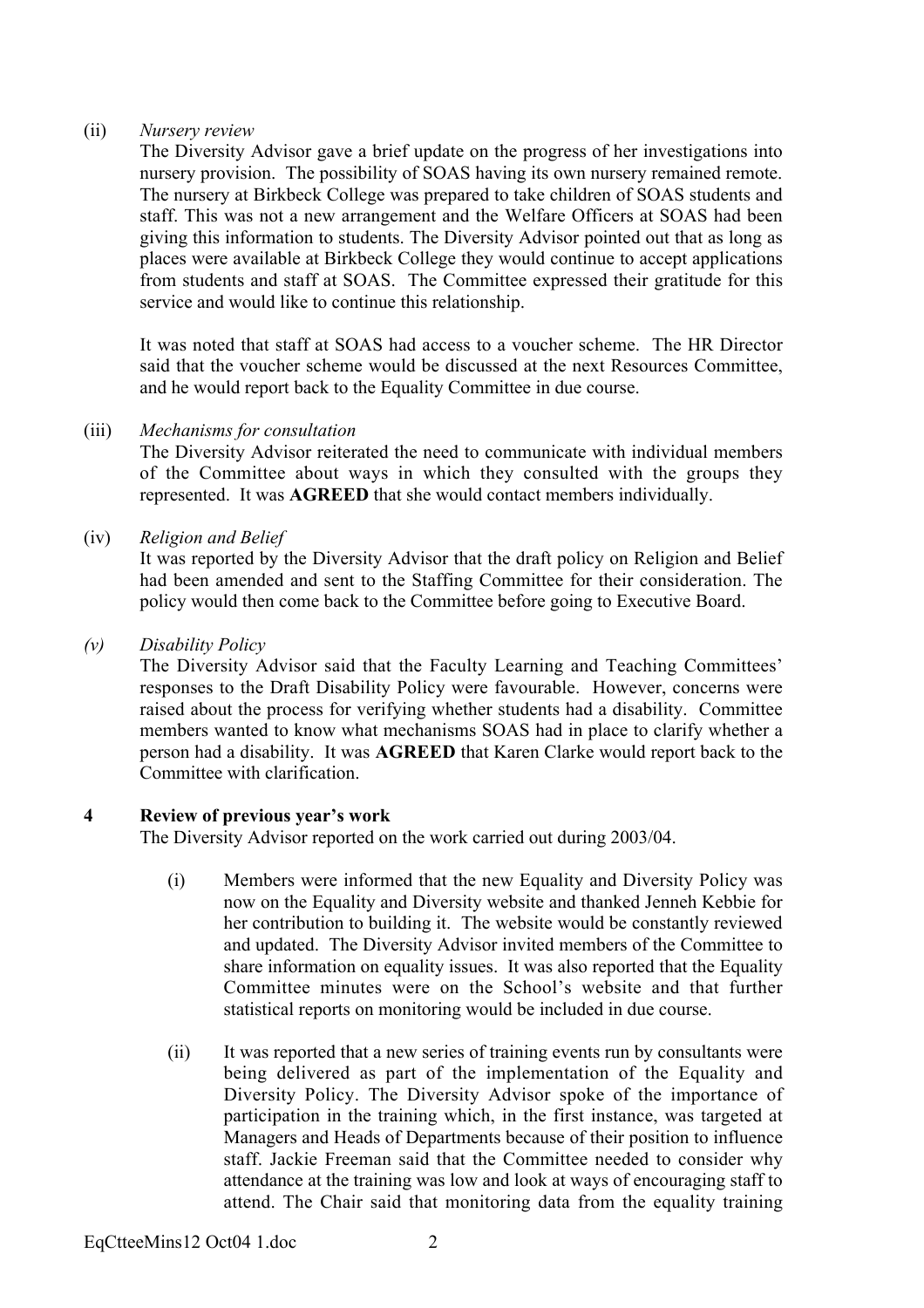(ii) *Nursery review*

The Diversity Advisor gave a brief update on the progress of her investigations into nursery provision. The possibility of SOAS having its own nursery remained remote. The nursery at Birkbeck College was prepared to take children of SOAS students and staff. This was not a new arrangement and the Welfare Officers at SOAS had been giving this information to students. The Diversity Advisor pointed out that as long as places were available at Birkbeck College they would continue to accept applications from students and staff at SOAS. The Committee expressed their gratitude for this service and would like to continue this relationship.

It was noted that staff at SOAS had access to a voucher scheme. The HR Director said that the voucher scheme would be discussed at the next Resources Committee, and he would report back to the Equality Committee in due course.

(iii) *Mechanisms for consultation*

The Diversity Advisor reiterated the need to communicate with individual members of the Committee about ways in which they consulted with the groups they represented. It was **AGREED** that she would contact members individually.

(iv) *Religion and Belief*

It was reported by the Diversity Advisor that the draft policy on Religion and Belief had been amended and sent to the Staffing Committee for their consideration. The policy would then come back to the Committee before going to Executive Board.

*(v) Disability Policy*

The Diversity Advisor said that the Faculty Learning and Teaching Committees' responses to the Draft Disability Policy were favourable. However, concerns were raised about the process for verifying whether students had a disability. Committee members wanted to know what mechanisms SOAS had in place to clarify whether a person had a disability. It was **AGREED** that Karen Clarke would report back to the Committee with clarification.

## 4 Review of previous year's work

The Diversity Advisor reported on the work carried out during 2003/04.

(i) Members were informed that the new Equality and Diversity Policy was now on the Equality and Diversity website and thanked Jenneh Kebbie for her contribution to building it. The website would be constantly reviewed and updated. The Diversity Advisor invited members of the Committee to share information on equality issues. It was also reported that the Equality Committee minutes were on the School's website and that further statistical reports on monitoring would be included in due course.

(ii) It was reported that a new series of training events run by consultants were being delivered as part of the implementation of the Equality and Diversity Policy. The Diversity Advisor spoke of the importance of participation in the training which, in the first instance, was targeted at Managers and Heads of Departments because of their position to influence staff. Jackie Freeman said that the Committee needed to consider why attendance at the training was low and look at ways of encouraging staff to attend. The Chair said that monitoring data from the equality training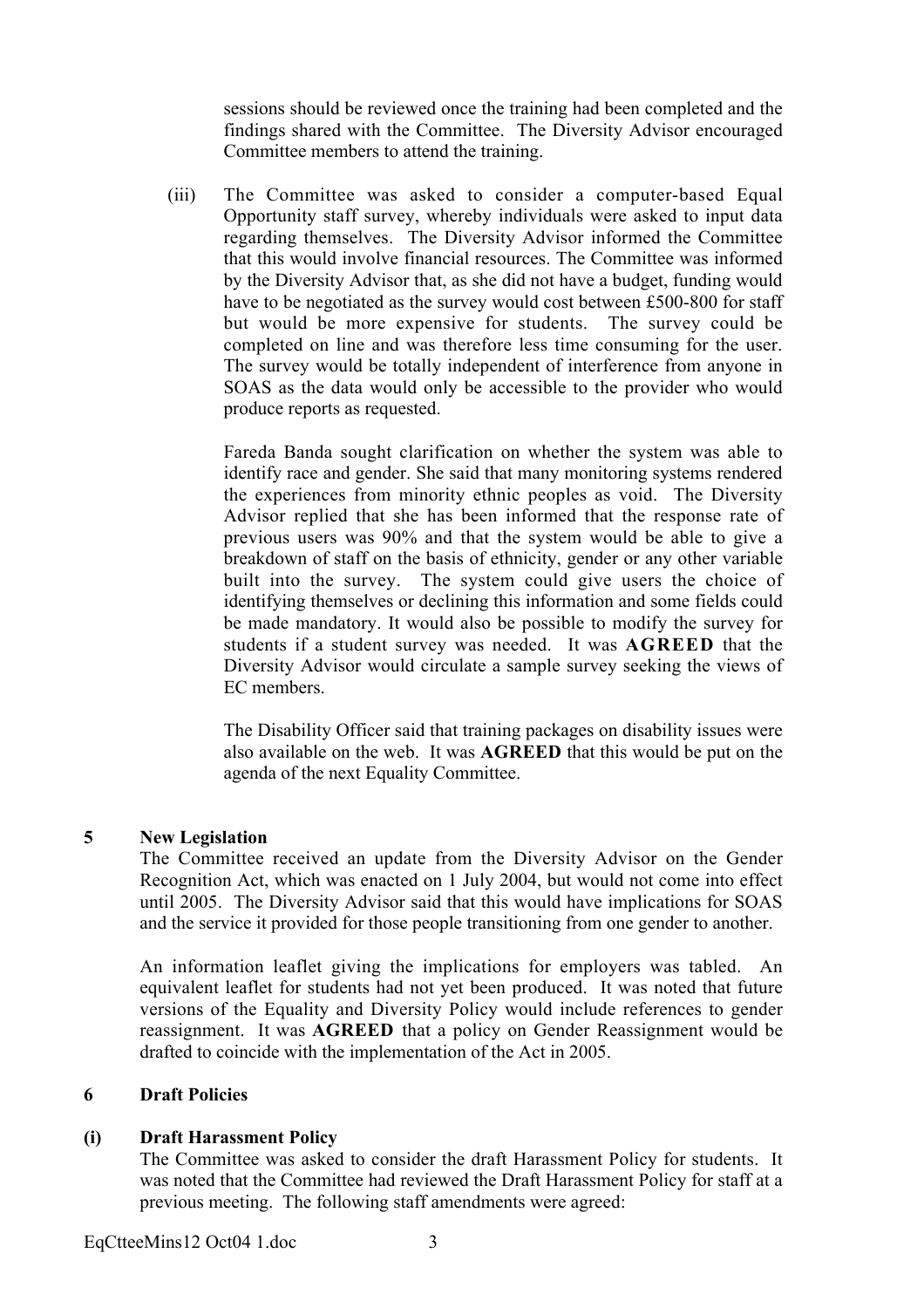sessions should be reviewed once the training had been completed and the findings shared with the Committee. The Diversity Advisor encouraged Committee members to attend the training.

(iii) The Committee was asked to consider a computer-based Equal Opportunity staff survey, whereby individuals were asked to input data regarding themselves. The Diversity Advisor informed the Committee that this would involve financial resources. The Committee was informed by the Diversity Advisor that, as she did not have a budget, funding would have to be negotiated as the survey would cost between £500-800 for staff but would be more expensive for students. The survey could be completed on line and was therefore less time consuming for the user. The survey would be totally independent of interference from anyone in SOAS as the data would only be accessible to the provider who would produce reports as requested.

Fareda Banda sought clarification on whether the system was able to identify race and gender. She said that many monitoring systems rendered the experiences from minority ethnic peoples as void. The Diversity Advisor replied that she has been informed that the response rate of previous users was 90% and that the system would be able to give a breakdown of staff on the basis of ethnicity, gender or any other variable built into the survey. The system could give users the choice of identifying themselves or declining this information and some fields could be made mandatory. It would also be possible to modify the survey for students if a student survey was needed. It was **AGREED** that the Diversity Advisor would circulate a sample survey seeking the views of EC members.

The Disability Officer said that training packages on disability issues were also available on the web. It was **AGREED** that this would be put on the agenda of the next Equality Committee.

## 5 New Legislation

The Committee received an update from the Diversity Advisor on the Gender Recognition Act, which was enacted on 1 July 2004, but would not come into effect until 2005. The Diversity Advisor said that this would have implications for SOAS and the service it provided for those people transitioning from one gender to another.

An information leaflet giving the implications for employers was tabled. An equivalent leaflet for students had not yet been produced. It was noted that future versions of the Equality and Diversity Policy would include references to gender reassignment. It was **AGREED** that a policy on Gender Reassignment would be drafted to coincide with the implementation of the Act in 2005.

## 6 Draft Policies

### (i) Draft Harassment Policy

The Committee was asked to consider the draft Harassment Policy for students. It was noted that the Committee had reviewed the Draft Harassment Policy for staff at a previous meeting. The following staff amendments were agreed: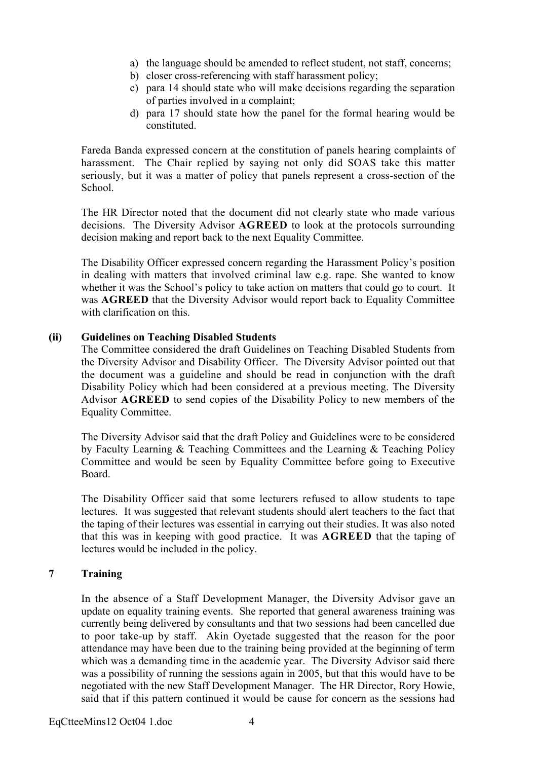a) the language should be amended to reflect student, not staff, concerns;
b) closer cross-referencing with staff harassment policy;
c) para 14 should state who will make decisions regarding the separation of parties involved in a complaint;
d) para 17 should state how the panel for the formal hearing would be constituted.

Fareda Banda expressed concern at the constitution of panels hearing complaints of harassment. The Chair replied by saying not only did SOAS take this matter seriously, but it was a matter of policy that panels represent a cross-section of the School.

The HR Director noted that the document did not clearly state who made various decisions. The Diversity Advisor **AGREED** to look at the protocols surrounding decision making and report back to the next Equality Committee.

The Disability Officer expressed concern regarding the Harassment Policy's position in dealing with matters that involved criminal law e.g. rape. She wanted to know whether it was the School's policy to take action on matters that could go to court. It was **AGREED** that the Diversity Advisor would report back to Equality Committee with clarification on this.

**(ii) Guidelines on Teaching Disabled Students**

The Committee considered the draft Guidelines on Teaching Disabled Students from the Diversity Advisor and Disability Officer. The Diversity Advisor pointed out that the document was a guideline and should be read in conjunction with the draft Disability Policy which had been considered at a previous meeting. The Diversity Advisor **AGREED** to send copies of the Disability Policy to new members of the Equality Committee.

The Diversity Advisor said that the draft Policy and Guidelines were to be considered by Faculty Learning & Teaching Committees and the Learning & Teaching Policy Committee and would be seen by Equality Committee before going to Executive Board.

The Disability Officer said that some lecturers refused to allow students to tape lectures. It was suggested that relevant students should alert teachers to the fact that the taping of their lectures was essential in carrying out their studies. It was also noted that this was in keeping with good practice. It was **AGREED** that the taping of lectures would be included in the policy.

## 7 Training

In the absence of a Staff Development Manager, the Diversity Advisor gave an update on equality training events. She reported that general awareness training was currently being delivered by consultants and that two sessions had been cancelled due to poor take-up by staff. Akin Oyetade suggested that the reason for the poor attendance may have been due to the training being provided at the beginning of term which was a demanding time in the academic year. The Diversity Advisor said there was a possibility of running the sessions again in 2005, but that this would have to be negotiated with the new Staff Development Manager. The HR Director, Rory Howie, said that if this pattern continued it would be cause for concern as the sessions had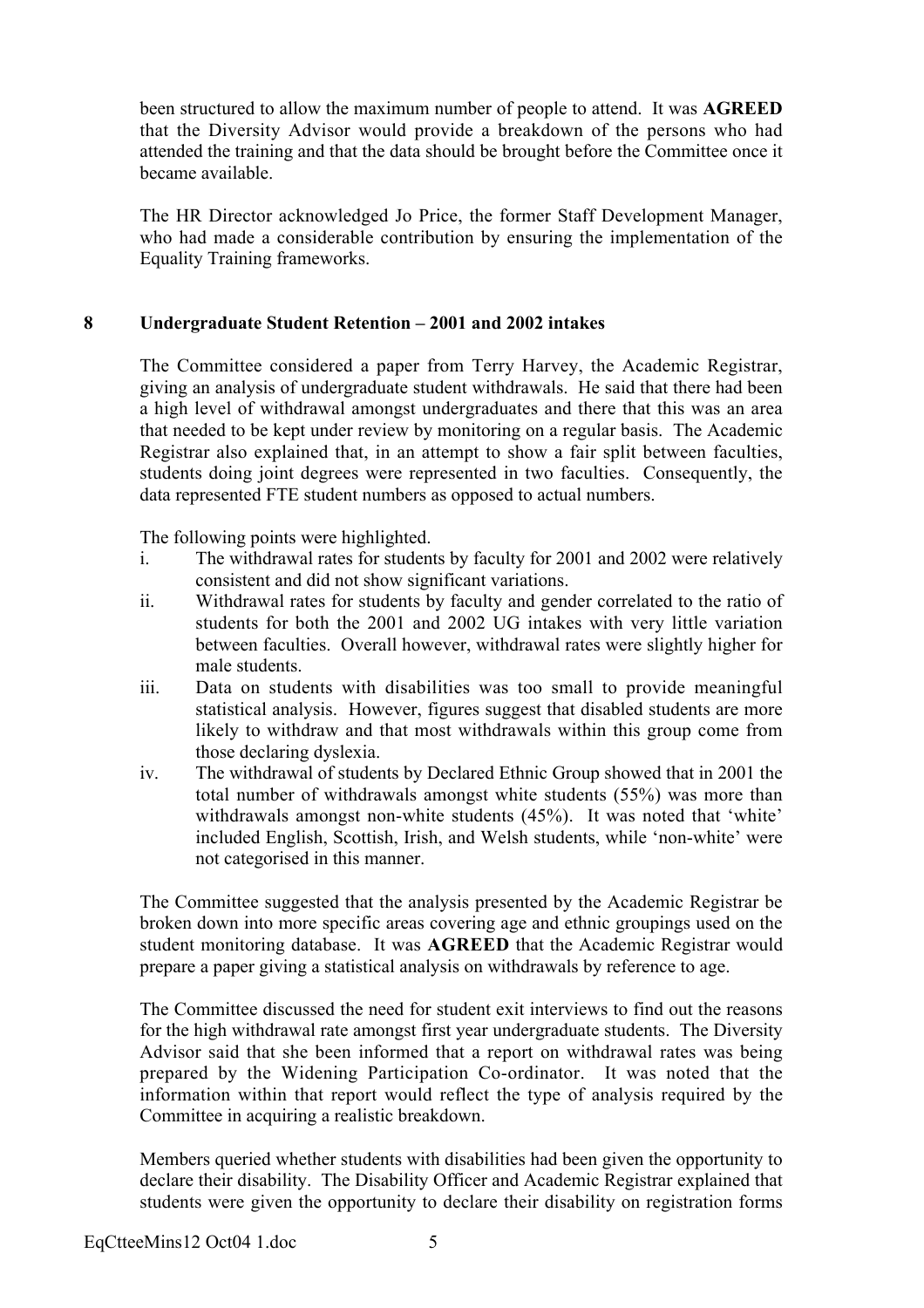been structured to allow the maximum number of people to attend. It was **AGREED** that the Diversity Advisor would provide a breakdown of the persons who had attended the training and that the data should be brought before the Committee once it became available.

The HR Director acknowledged Jo Price, the former Staff Development Manager, who had made a considerable contribution by ensuring the implementation of the Equality Training frameworks.

## 8 Undergraduate Student Retention – 2001 and 2002 intakes

The Committee considered a paper from Terry Harvey, the Academic Registrar, giving an analysis of undergraduate student withdrawals. He said that there had been a high level of withdrawal amongst undergraduates and there that this was an area that needed to be kept under review by monitoring on a regular basis. The Academic Registrar also explained that, in an attempt to show a fair split between faculties, students doing joint degrees were represented in two faculties. Consequently, the data represented FTE student numbers as opposed to actual numbers.

The following points were highlighted.

i. The withdrawal rates for students by faculty for 2001 and 2002 were relatively consistent and did not show significant variations.

ii. Withdrawal rates for students by faculty and gender correlated to the ratio of students for both the 2001 and 2002 UG intakes with very little variation between faculties. Overall however, withdrawal rates were slightly higher for male students.

iii. Data on students with disabilities was too small to provide meaningful statistical analysis. However, figures suggest that disabled students are more likely to withdraw and that most withdrawals within this group come from those declaring dyslexia.

iv. The withdrawal of students by Declared Ethnic Group showed that in 2001 the total number of withdrawals amongst white students (55%) was more than withdrawals amongst non-white students (45%). It was noted that 'white' included English, Scottish, Irish, and Welsh students, while 'non-white' were not categorised in this manner.

The Committee suggested that the analysis presented by the Academic Registrar be broken down into more specific areas covering age and ethnic groupings used on the student monitoring database. It was **AGREED** that the Academic Registrar would prepare a paper giving a statistical analysis on withdrawals by reference to age.

The Committee discussed the need for student exit interviews to find out the reasons for the high withdrawal rate amongst first year undergraduate students. The Diversity Advisor said that she been informed that a report on withdrawal rates was being prepared by the Widening Participation Co-ordinator. It was noted that the information within that report would reflect the type of analysis required by the Committee in acquiring a realistic breakdown.

Members queried whether students with disabilities had been given the opportunity to declare their disability. The Disability Officer and Academic Registrar explained that students were given the opportunity to declare their disability on registration forms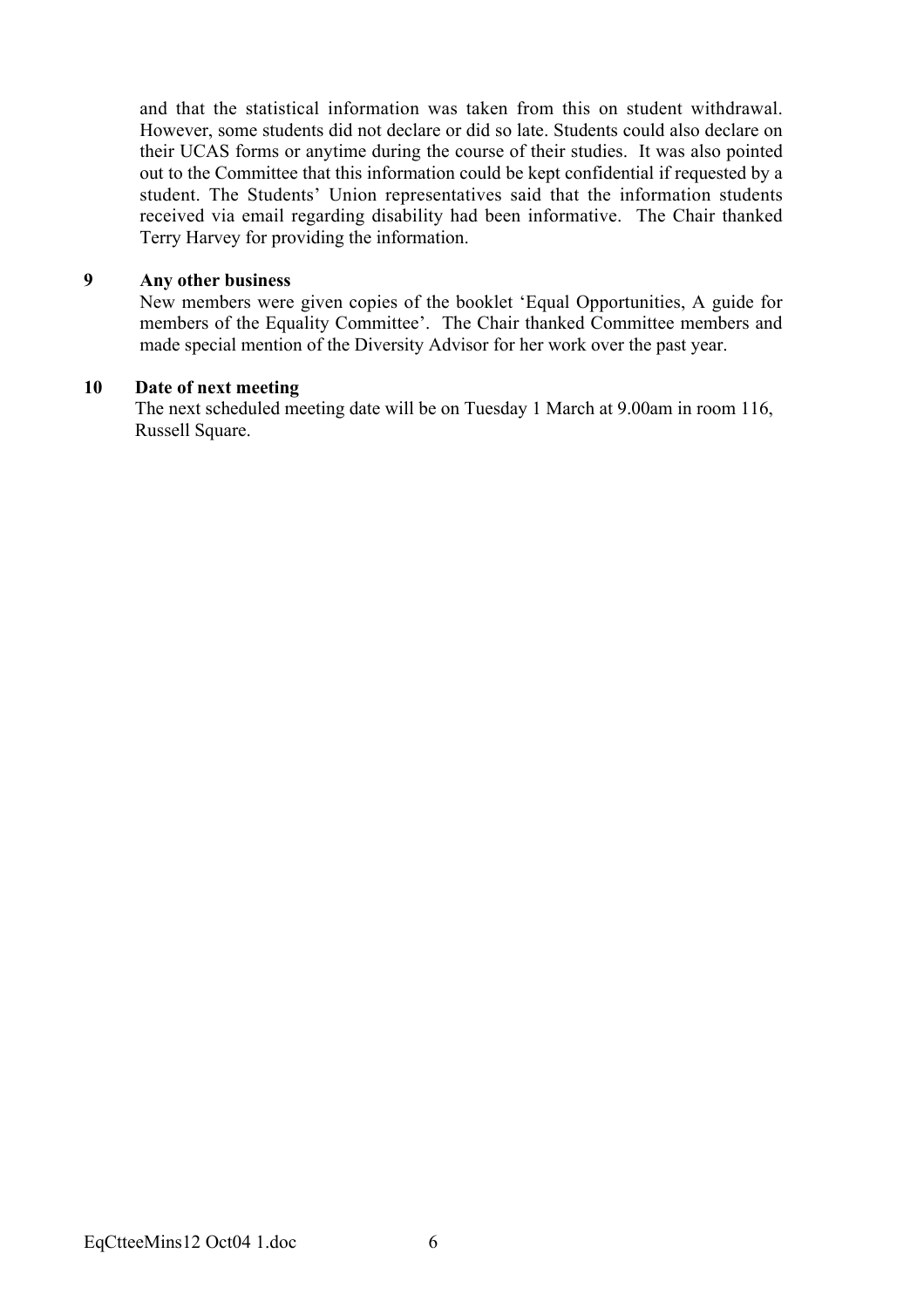and that the statistical information was taken from this on student withdrawal. However, some students did not declare or did so late. Students could also declare on their UCAS forms or anytime during the course of their studies. It was also pointed out to the Committee that this information could be kept confidential if requested by a student. The Students' Union representatives said that the information students received via email regarding disability had been informative. The Chair thanked Terry Harvey for providing the information.

**9 Any other business**

New members were given copies of the booklet 'Equal Opportunities, A guide for members of the Equality Committee'. The Chair thanked Committee members and made special mention of the Diversity Advisor for her work over the past year.

**10 Date of next meeting**

The next scheduled meeting date will be on Tuesday 1 March at 9.00am in room 116, Russell Square.